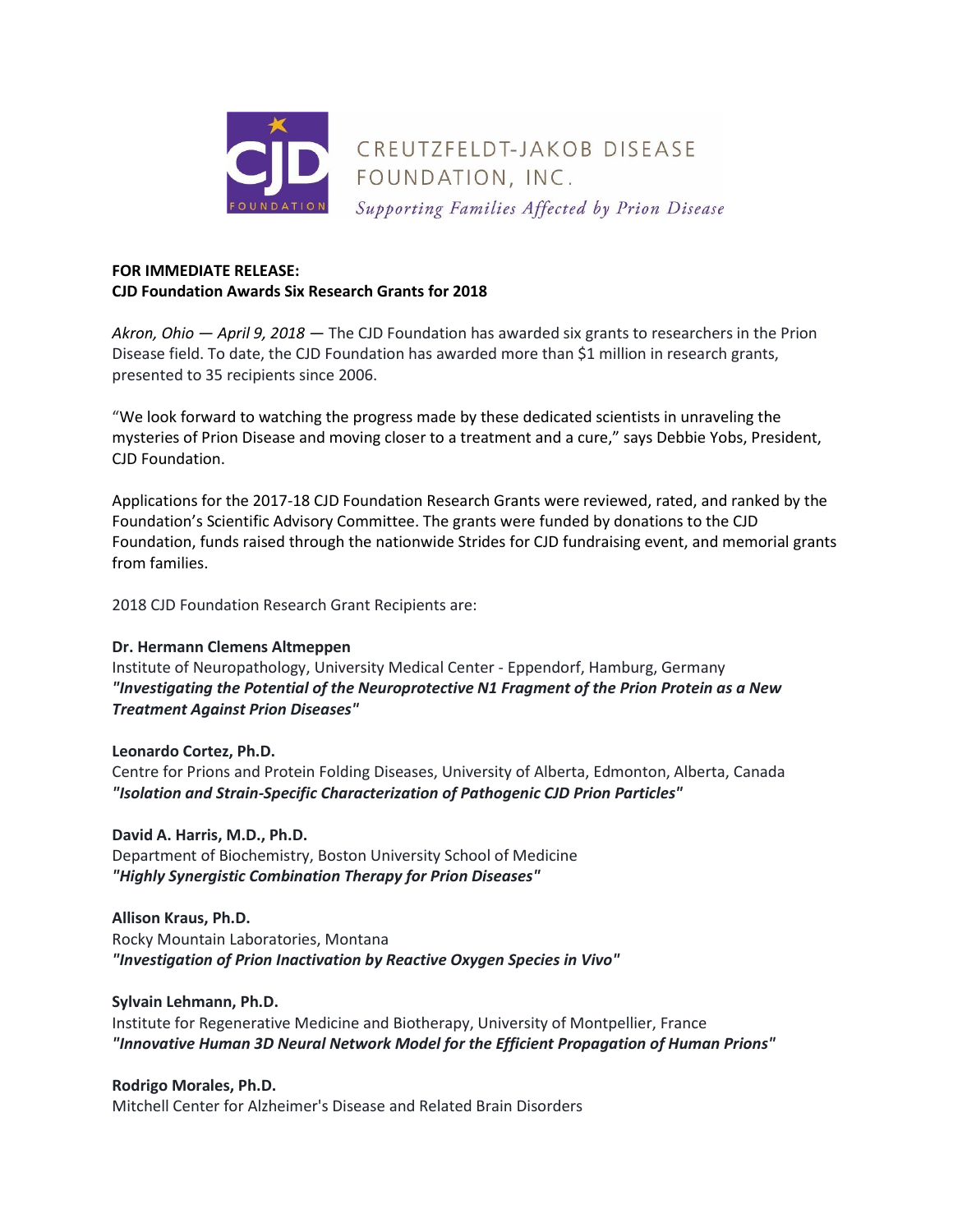CREUTZFELDT-JAKOB DISEASE FOUNDATION, INC.

*Supporting Families Affected by Prion Disease*

**FOR IMMEDIATE RELEASE:**
**CJD Foundation Awards Six Research Grants for 2018**

*Akron, Ohio — April 9, 2018* — The CJD Foundation has awarded six grants to researchers in the Prion Disease field. To date, the CJD Foundation has awarded more than $1 million in research grants, presented to 35 recipients since 2006.

"We look forward to watching the progress made by these dedicated scientists in unraveling the mysteries of Prion Disease and moving closer to a treatment and a cure," says Debbie Yobs, President, CJD Foundation.

Applications for the 2017-18 CJD Foundation Research Grants were reviewed, rated, and ranked by the Foundation's Scientific Advisory Committee. The grants were funded by donations to the CJD Foundation, funds raised through the nationwide Strides for CJD fundraising event, and memorial grants from families.

2018 CJD Foundation Research Grant Recipients are:

**Dr. Hermann Clemens Altmeppen**
Institute of Neuropathology, University Medical Center - Eppendorf, Hamburg, Germany
***"Investigating the Potential of the Neuroprotective N1 Fragment of the Prion Protein as a New Treatment Against Prion Diseases"***

**Leonardo Cortez, Ph.D.**
Centre for Prions and Protein Folding Diseases, University of Alberta, Edmonton, Alberta, Canada
***"Isolation and Strain-Specific Characterization of Pathogenic CJD Prion Particles"***

**David A. Harris, M.D., Ph.D.**
Department of Biochemistry, Boston University School of Medicine
***"Highly Synergistic Combination Therapy for Prion Diseases"***

**Allison Kraus, Ph.D.**
Rocky Mountain Laboratories, Montana
***"Investigation of Prion Inactivation by Reactive Oxygen Species in Vivo"***

**Sylvain Lehmann, Ph.D.**
Institute for Regenerative Medicine and Biotherapy, University of Montpellier, France
***"Innovative Human 3D Neural Network Model for the Efficient Propagation of Human Prions"***

**Rodrigo Morales, Ph.D.**
Mitchell Center for Alzheimer's Disease and Related Brain Disorders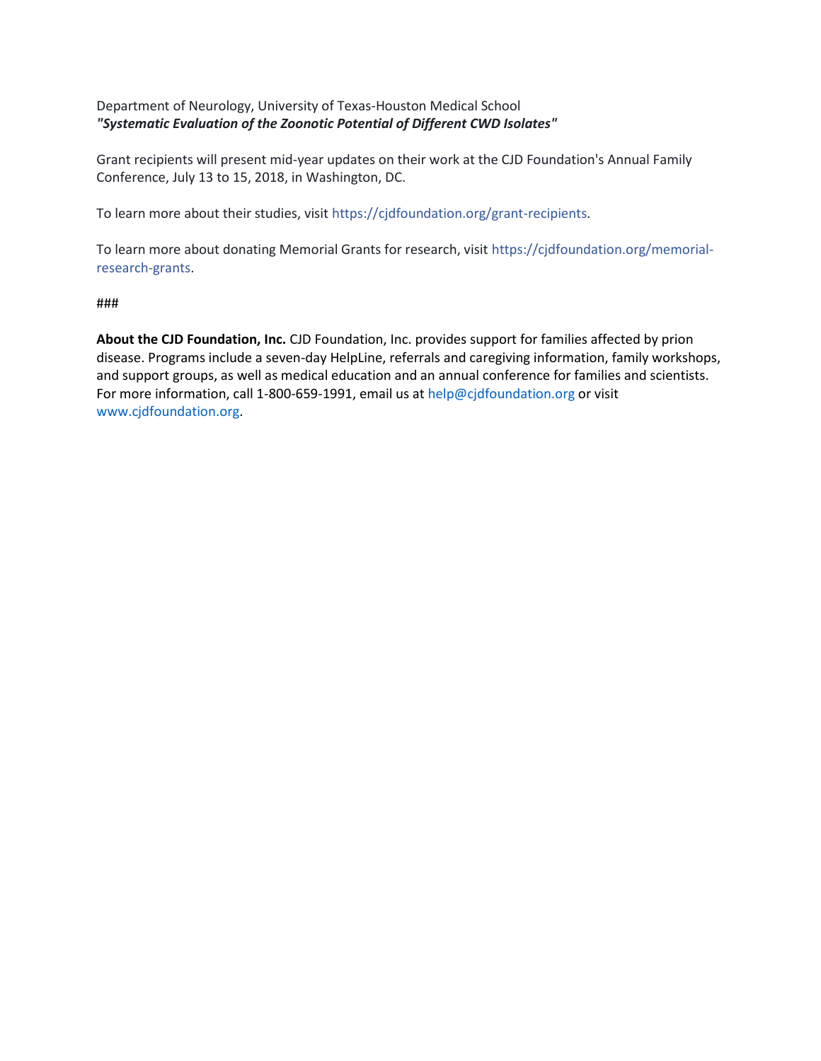Department of Neurology, University of Texas-Houston Medical School
***"Systematic Evaluation of the Zoonotic Potential of Different CWD Isolates"***

Grant recipients will present mid-year updates on their work at the CJD Foundation's Annual Family Conference, July 13 to 15, 2018, in Washington, DC.

To learn more about their studies, visit https://cjdfoundation.org/grant-recipients.

To learn more about donating Memorial Grants for research, visit https://cjdfoundation.org/memorial-research-grants.

###

**About the CJD Foundation, Inc.** CJD Foundation, Inc. provides support for families affected by prion disease. Programs include a seven-day HelpLine, referrals and caregiving information, family workshops, and support groups, as well as medical education and an annual conference for families and scientists. For more information, call 1-800-659-1991, email us at help@cjdfoundation.org or visit www.cjdfoundation.org.